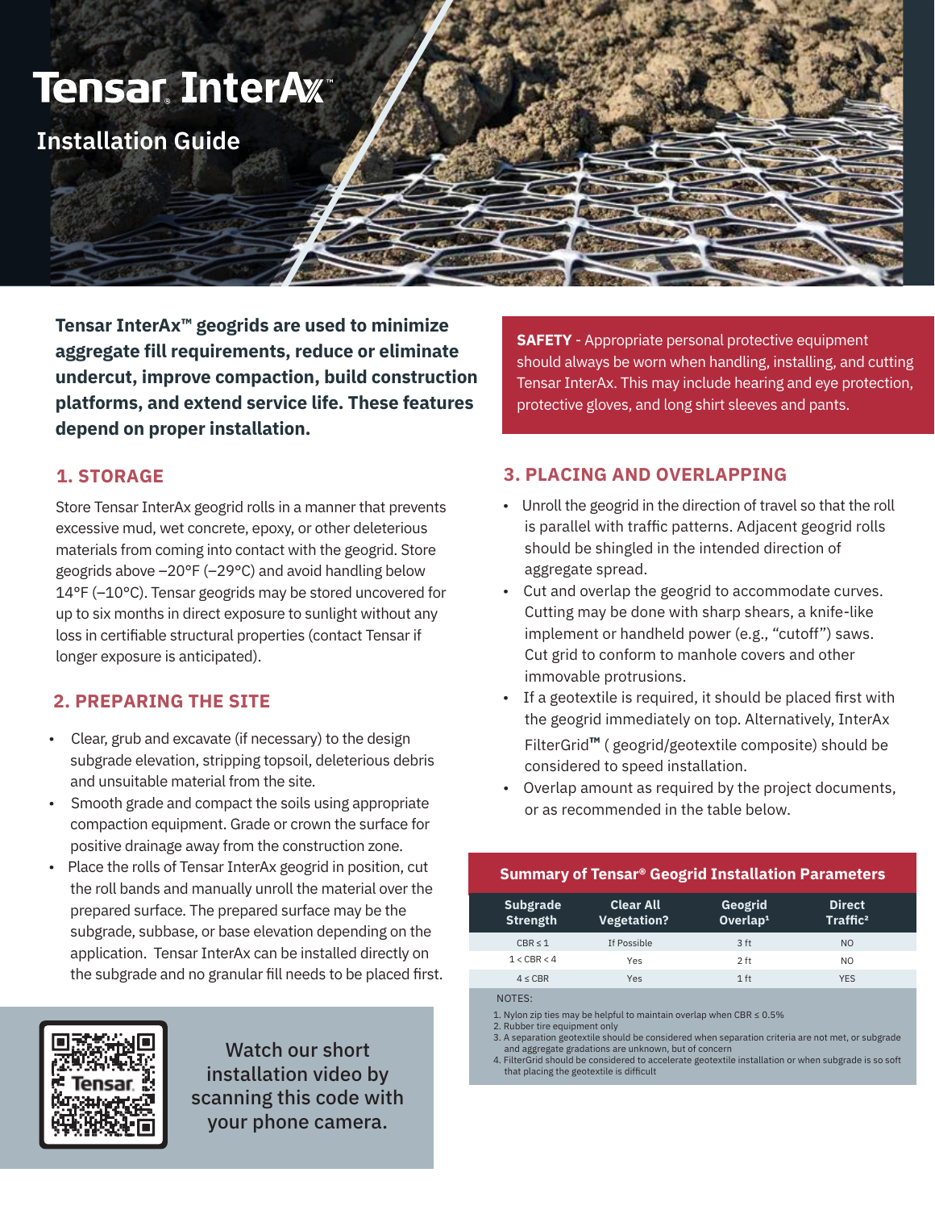# Tensar InterAx™

## Installation Guide

**Tensar InterAx™ geogrids are used to minimize aggregate fill requirements, reduce or eliminate undercut, improve compaction, build construction platforms, and extend service life. These features depend on proper installation.**

**SAFETY** - Appropriate personal protective equipment should always be worn when handling, installing, and cutting Tensar InterAx. This may include hearing and eye protection, protective gloves, and long shirt sleeves and pants.

### 1. STORAGE

Store Tensar InterAx geogrid rolls in a manner that prevents excessive mud, wet concrete, epoxy, or other deleterious materials from coming into contact with the geogrid. Store geogrids above –20°F (–29°C) and avoid handling below 14°F (–10°C). Tensar geogrids may be stored uncovered for up to six months in direct exposure to sunlight without any loss in certifiable structural properties (contact Tensar if longer exposure is anticipated).

### 2. PREPARING THE SITE

- Clear, grub and excavate (if necessary) to the design subgrade elevation, stripping topsoil, deleterious debris and unsuitable material from the site.
- Smooth grade and compact the soils using appropriate compaction equipment. Grade or crown the surface for positive drainage away from the construction zone.
- Place the rolls of Tensar InterAx geogrid in position, cut the roll bands and manually unroll the material over the prepared surface. The prepared surface may be the subgrade, subbase, or base elevation depending on the application. Tensar InterAx can be installed directly on the subgrade and no granular fill needs to be placed first.

Watch our short installation video by scanning this code with your phone camera.

### 3. PLACING AND OVERLAPPING

- Unroll the geogrid in the direction of travel so that the roll is parallel with traffic patterns. Adjacent geogrid rolls should be shingled in the intended direction of aggregate spread.
- Cut and overlap the geogrid to accommodate curves. Cutting may be done with sharp shears, a knife-like implement or handheld power (e.g., "cutoff") saws. Cut grid to conform to manhole covers and other immovable protrusions.
- If a geotextile is required, it should be placed first with the geogrid immediately on top. Alternatively, InterAx FilterGrid™ ( geogrid/geotextile composite) should be considered to speed installation.
- Overlap amount as required by the project documents, or as recommended in the table below.

**Summary of Tensar® Geogrid Installation Parameters**

| Subgrade Strength | Clear All Vegetation? | Geogrid Overlap[1] | Direct Traffic[2] |
|---|---|---|---|
| CBR ≤ 1 | If Possible | 3 ft | NO |
| 1 < CBR < 4 | Yes | 2 ft | NO |
| 4 ≤ CBR | Yes | 1 ft | YES |

NOTES:

1. Nylon zip ties may be helpful to maintain overlap when CBR ≤ 0.5%
2. Rubber tire equipment only
3. A separation geotextile should be considered when separation criteria are not met, or subgrade and aggregate gradations are unknown, but of concern
4. FilterGrid should be considered to accelerate geotextile installation or when subgrade is so soft that placing the geotextile is difficult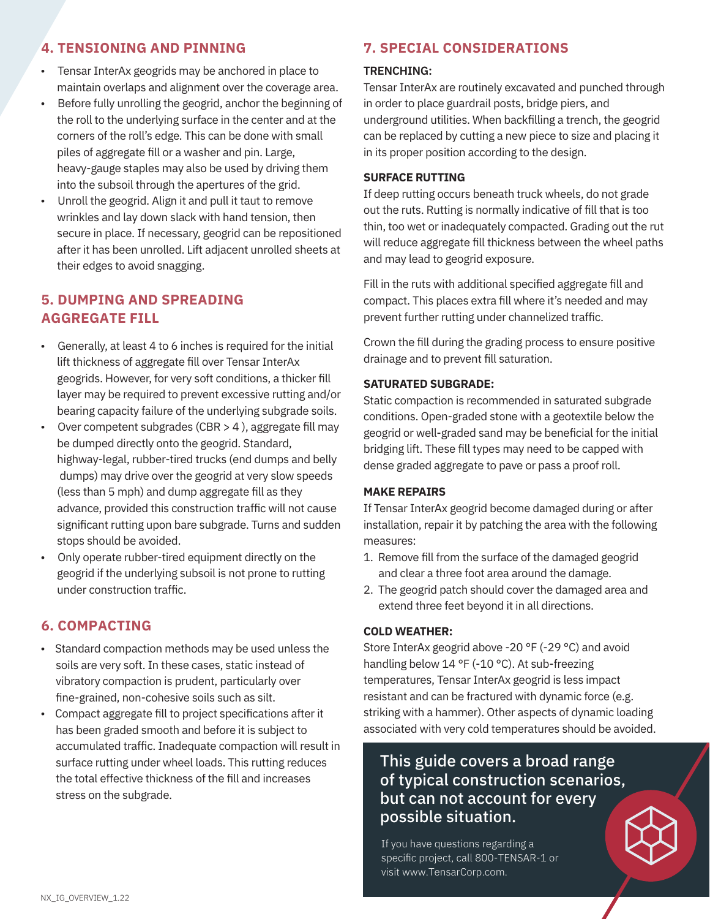## 4. TENSIONING AND PINNING

- Tensar InterAx geogrids may be anchored in place to maintain overlaps and alignment over the coverage area.
- Before fully unrolling the geogrid, anchor the beginning of the roll to the underlying surface in the center and at the corners of the roll's edge. This can be done with small piles of aggregate fill or a washer and pin. Large, heavy-gauge staples may also be used by driving them into the subsoil through the apertures of the grid.
- Unroll the geogrid. Align it and pull it taut to remove wrinkles and lay down slack with hand tension, then secure in place. If necessary, geogrid can be repositioned after it has been unrolled. Lift adjacent unrolled sheets at their edges to avoid snagging.

## 5. DUMPING AND SPREADING AGGREGATE FILL

- Generally, at least 4 to 6 inches is required for the initial lift thickness of aggregate fill over Tensar InterAx geogrids. However, for very soft conditions, a thicker fill layer may be required to prevent excessive rutting and/or bearing capacity failure of the underlying subgrade soils.
- Over competent subgrades (CBR > 4 ), aggregate fill may be dumped directly onto the geogrid. Standard, highway-legal, rubber-tired trucks (end dumps and belly dumps) may drive over the geogrid at very slow speeds (less than 5 mph) and dump aggregate fill as they advance, provided this construction traffic will not cause significant rutting upon bare subgrade. Turns and sudden stops should be avoided.
- Only operate rubber-tired equipment directly on the geogrid if the underlying subsoil is not prone to rutting under construction traffic.

## 6. COMPACTING

- Standard compaction methods may be used unless the soils are very soft. In these cases, static instead of vibratory compaction is prudent, particularly over fine-grained, non-cohesive soils such as silt.
- Compact aggregate fill to project specifications after it has been graded smooth and before it is subject to accumulated traffic. Inadequate compaction will result in surface rutting under wheel loads. This rutting reduces the total effective thickness of the fill and increases stress on the subgrade.

## 7. SPECIAL CONSIDERATIONS

### TRENCHING:

Tensar InterAx are routinely excavated and punched through in order to place guardrail posts, bridge piers, and underground utilities. When backfilling a trench, the geogrid can be replaced by cutting a new piece to size and placing it in its proper position according to the design.

### SURFACE RUTTING

If deep rutting occurs beneath truck wheels, do not grade out the ruts. Rutting is normally indicative of fill that is too thin, too wet or inadequately compacted. Grading out the rut will reduce aggregate fill thickness between the wheel paths and may lead to geogrid exposure.

Fill in the ruts with additional specified aggregate fill and compact. This places extra fill where it's needed and may prevent further rutting under channelized traffic.

Crown the fill during the grading process to ensure positive drainage and to prevent fill saturation.

### SATURATED SUBGRADE:

Static compaction is recommended in saturated subgrade conditions. Open-graded stone with a geotextile below the geogrid or well-graded sand may be beneficial for the initial bridging lift. These fill types may need to be capped with dense graded aggregate to pave or pass a proof roll.

### MAKE REPAIRS

If Tensar InterAx geogrid become damaged during or after installation, repair it by patching the area with the following measures:

1. Remove fill from the surface of the damaged geogrid and clear a three foot area around the damage.
2. The geogrid patch should cover the damaged area and extend three feet beyond it in all directions.

### COLD WEATHER:

Store InterAx geogrid above -20 °F (-29 °C) and avoid handling below 14 °F (-10 °C). At sub-freezing temperatures, Tensar InterAx geogrid is less impact resistant and can be fractured with dynamic force (e.g. striking with a hammer). Other aspects of dynamic loading associated with very cold temperatures should be avoided.

**This guide covers a broad range of typical construction scenarios, but can not account for every possible situation.**

If you have questions regarding a specific project, call 800-TENSAR-1 or visit www.TensarCorp.com.

NX_IG_OVERVIEW_1.22